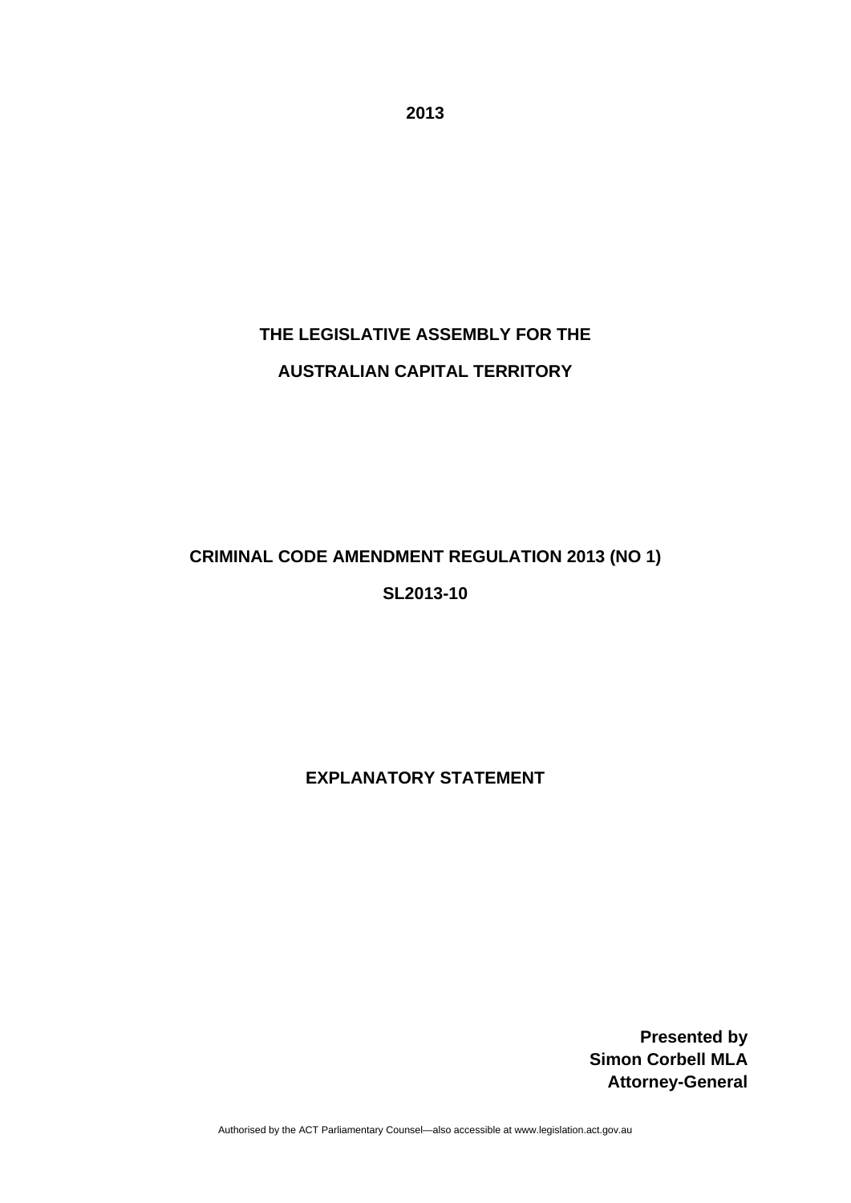**2013**

**THE LEGISLATIVE ASSEMBLY FOR THE**

**AUSTRALIAN CAPITAL TERRITORY**

# CRIMINAL CODE AMENDMENT REGULATION 2013 (NO 1)

**SL2013-10**

## EXPLANATORY STATEMENT

**Presented by**
**Simon Corbell MLA**
**Attorney-General**

Authorised by the ACT Parliamentary Counsel—also accessible at www.legislation.act.gov.au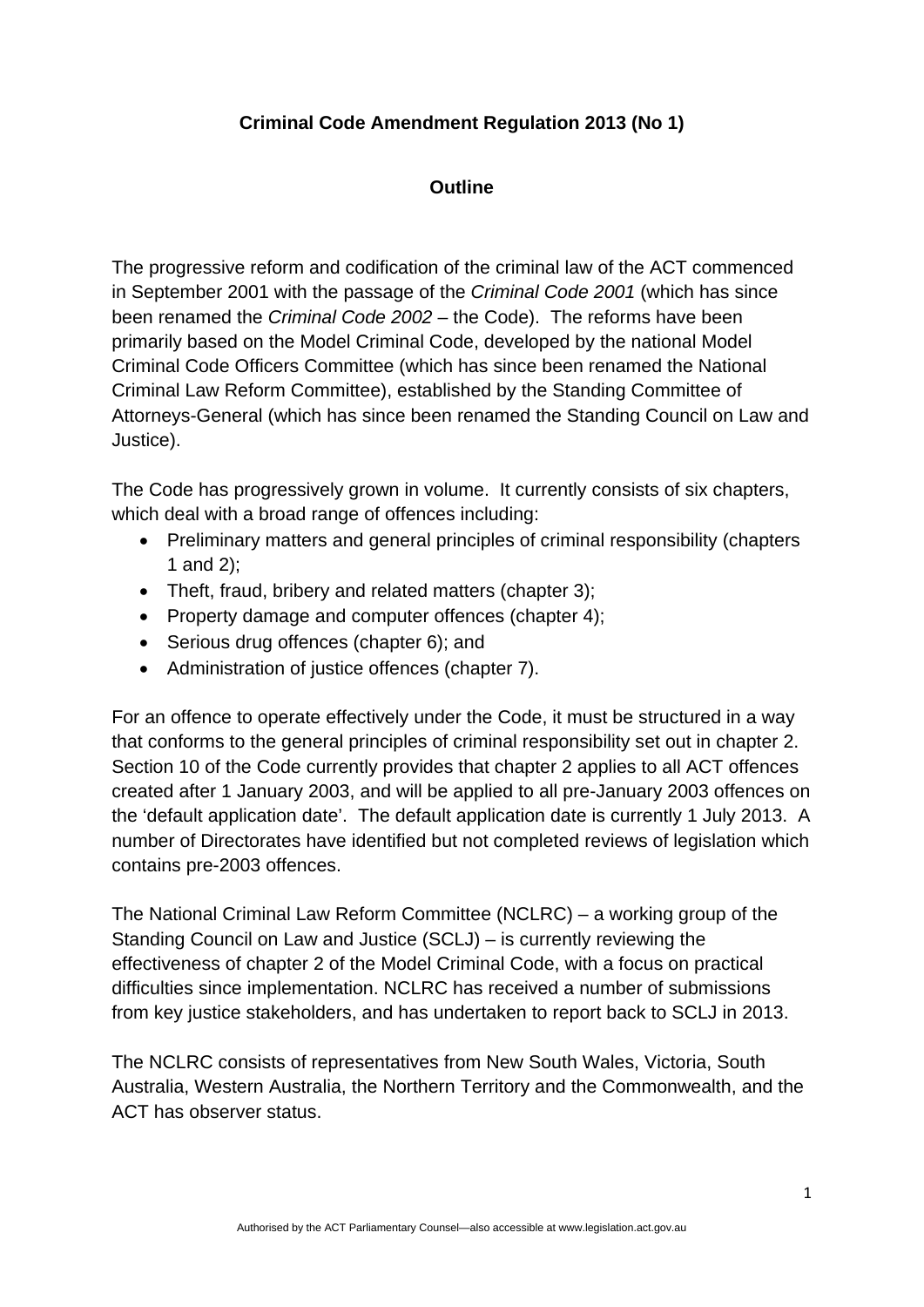**Criminal Code Amendment Regulation 2013 (No 1)**

**Outline**

The progressive reform and codification of the criminal law of the ACT commenced in September 2001 with the passage of the *Criminal Code 2001* (which has since been renamed the *Criminal Code 2002* – the Code). The reforms have been primarily based on the Model Criminal Code, developed by the national Model Criminal Code Officers Committee (which has since been renamed the National Criminal Law Reform Committee), established by the Standing Committee of Attorneys-General (which has since been renamed the Standing Council on Law and Justice).

The Code has progressively grown in volume. It currently consists of six chapters, which deal with a broad range of offences including:

- Preliminary matters and general principles of criminal responsibility (chapters 1 and 2);
- Theft, fraud, bribery and related matters (chapter 3);
- Property damage and computer offences (chapter 4);
- Serious drug offences (chapter 6); and
- Administration of justice offences (chapter 7).

For an offence to operate effectively under the Code, it must be structured in a way that conforms to the general principles of criminal responsibility set out in chapter 2. Section 10 of the Code currently provides that chapter 2 applies to all ACT offences created after 1 January 2003, and will be applied to all pre-January 2003 offences on the 'default application date'. The default application date is currently 1 July 2013. A number of Directorates have identified but not completed reviews of legislation which contains pre-2003 offences.

The National Criminal Law Reform Committee (NCLRC) – a working group of the Standing Council on Law and Justice (SCLJ) – is currently reviewing the effectiveness of chapter 2 of the Model Criminal Code, with a focus on practical difficulties since implementation. NCLRC has received a number of submissions from key justice stakeholders, and has undertaken to report back to SCLJ in 2013.

The NCLRC consists of representatives from New South Wales, Victoria, South Australia, Western Australia, the Northern Territory and the Commonwealth, and the ACT has observer status.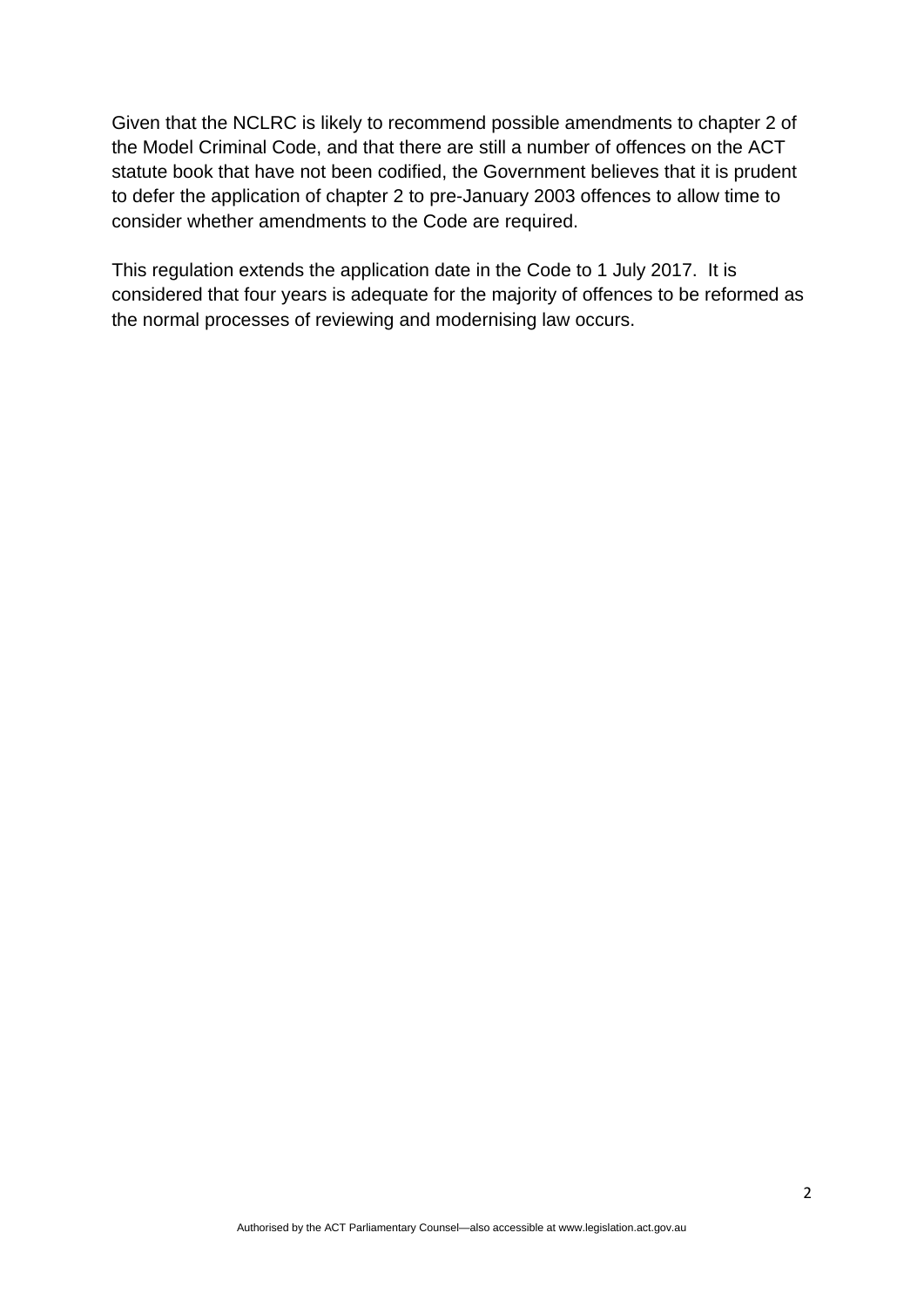Given that the NCLRC is likely to recommend possible amendments to chapter 2 of the Model Criminal Code, and that there are still a number of offences on the ACT statute book that have not been codified, the Government believes that it is prudent to defer the application of chapter 2 to pre-January 2003 offences to allow time to consider whether amendments to the Code are required.

This regulation extends the application date in the Code to 1 July 2017. It is considered that four years is adequate for the majority of offences to be reformed as the normal processes of reviewing and modernising law occurs.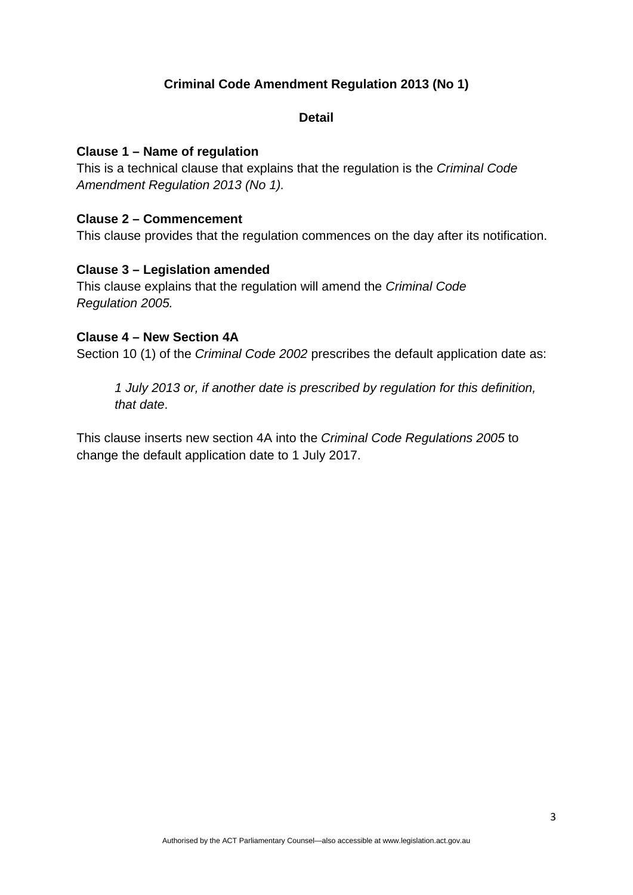**Criminal Code Amendment Regulation 2013 (No 1)**

**Detail**

**Clause 1 – Name of regulation**

This is a technical clause that explains that the regulation is the *Criminal Code Amendment Regulation 2013 (No 1).*

**Clause 2 – Commencement**

This clause provides that the regulation commences on the day after its notification.

**Clause 3 – Legislation amended**

This clause explains that the regulation will amend the *Criminal Code Regulation 2005.*

**Clause 4 – New Section 4A**

Section 10 (1) of the *Criminal Code 2002* prescribes the default application date as:

> *1 July 2013 or, if another date is prescribed by regulation for this definition, that date*.

This clause inserts new section 4A into the *Criminal Code Regulations 2005* to change the default application date to 1 July 2017.